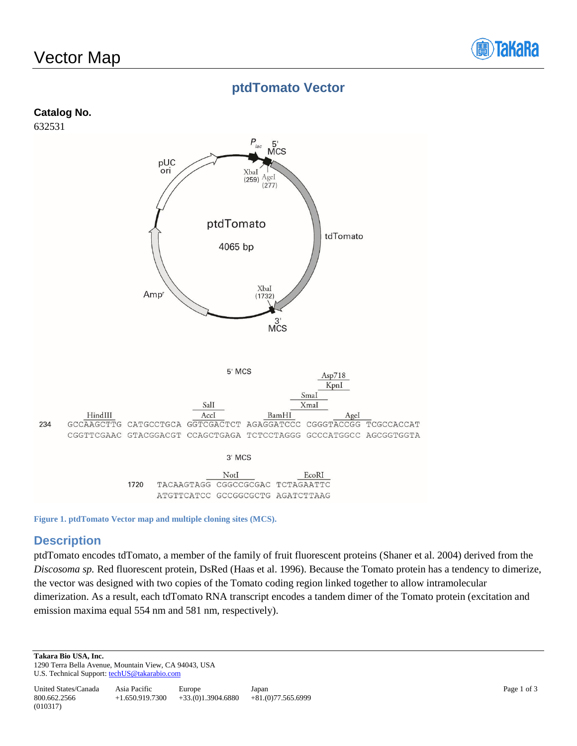# Vector Map

## ptdTomato Vector

**Catalog No.**
632531

ptdTomato
4065 bp

$P_{lac}$
5' MCS
XbaI (259)
AgeI (277)
tdTomato
XbaI (1732)
3' MCS
Amp$^r$
pUC ori

5' MCS

HindIII
SalI
AccI
BamHI
SmaI
XmaI
Asp718
KpnI
AgeI

```
234  GCCAAGCTTG CATGCCTGCA GGTCGACTCT AGAGGATCCC CGGGTACCGG TCGCCACCAT
     CGGTTCGAAC GTACGGACGT CCAGCTGAGA TCTCCTAGGG GCCCATGGCC AGCGGTGGTA
```

3' MCS

NotI
EcoRI

```
1720  TACAAGTAGG CGGCCGCGAC TCTAGAATTC
      ATGTTCATCC GCCGGCGCTG AGATCTTAAG
```

**Figure 1. ptdTomato Vector map and multiple cloning sites (MCS).**

## Description

ptdTomato encodes tdTomato, a member of the family of fruit fluorescent proteins (Shaner et al. 2004) derived from the *Discosoma sp.* Red fluorescent protein, DsRed (Haas et al. 1996). Because the Tomato protein has a tendency to dimerize, the vector was designed with two copies of the Tomato coding region linked together to allow intramolecular dimerization. As a result, each tdTomato RNA transcript encodes a tandem dimer of the Tomato protein (excitation and emission maxima equal 554 nm and 581 nm, respectively).

**Takara Bio USA, Inc.**
1290 Terra Bella Avenue, Mountain View, CA 94043, USA
U.S. Technical Support: techUS@takarabio.com

United States/Canada 800.662.2566 | Asia Pacific +1.650.919.7300 | Europe +33.(0)1.3904.6880 | Japan +81.(0)77.565.6999

(010317)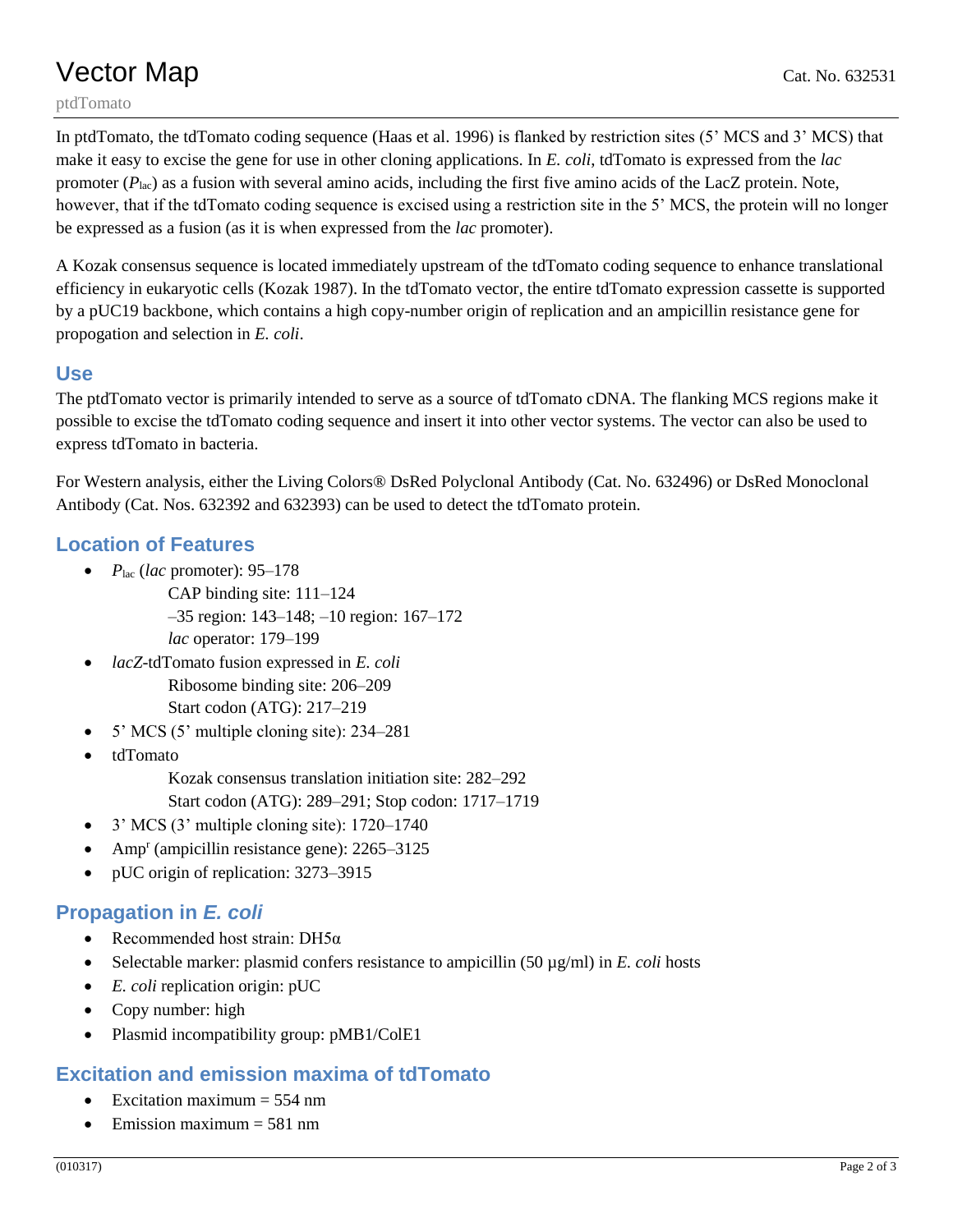# Vector Map

ptdTomato

In ptdTomato, the tdTomato coding sequence (Haas et al. 1996) is flanked by restriction sites (5' MCS and 3' MCS) that make it easy to excise the gene for use in other cloning applications. In *E. coli*, tdTomato is expressed from the *lac* promoter ($P_{lac}$) as a fusion with several amino acids, including the first five amino acids of the LacZ protein. Note, however, that if the tdTomato coding sequence is excised using a restriction site in the 5' MCS, the protein will no longer be expressed as a fusion (as it is when expressed from the *lac* promoter).

A Kozak consensus sequence is located immediately upstream of the tdTomato coding sequence to enhance translational efficiency in eukaryotic cells (Kozak 1987). In the tdTomato vector, the entire tdTomato expression cassette is supported by a pUC19 backbone, which contains a high copy-number origin of replication and an ampicillin resistance gene for propogation and selection in *E. coli*.

## Use

The ptdTomato vector is primarily intended to serve as a source of tdTomato cDNA. The flanking MCS regions make it possible to excise the tdTomato coding sequence and insert it into other vector systems. The vector can also be used to express tdTomato in bacteria.

For Western analysis, either the Living Colors® DsRed Polyclonal Antibody (Cat. No. 632496) or DsRed Monoclonal Antibody (Cat. Nos. 632392 and 632393) can be used to detect the tdTomato protein.

## Location of Features

- $P_{lac}$ (*lac* promoter): 95–178
  - CAP binding site: 111–124
  - –35 region: 143–148; –10 region: 167–172
  - *lac* operator: 179–199
- *lacZ*-tdTomato fusion expressed in *E. coli*
  - Ribosome binding site: 206–209
  - Start codon (ATG): 217–219
- 5' MCS (5' multiple cloning site): 234–281
- tdTomato
  - Kozak consensus translation initiation site: 282–292
  - Start codon (ATG): 289–291; Stop codon: 1717–1719
- 3' MCS (3' multiple cloning site): 1720–1740
- $Amp^r$ (ampicillin resistance gene): 2265–3125
- pUC origin of replication: 3273–3915

## Propagation in *E. coli*

- Recommended host strain: DH5α
- Selectable marker: plasmid confers resistance to ampicillin (50 µg/ml) in *E. coli* hosts
- *E. coli* replication origin: pUC
- Copy number: high
- Plasmid incompatibility group: pMB1/ColE1

## Excitation and emission maxima of tdTomato

- Excitation maximum = 554 nm
- Emission maximum = 581 nm

(010317)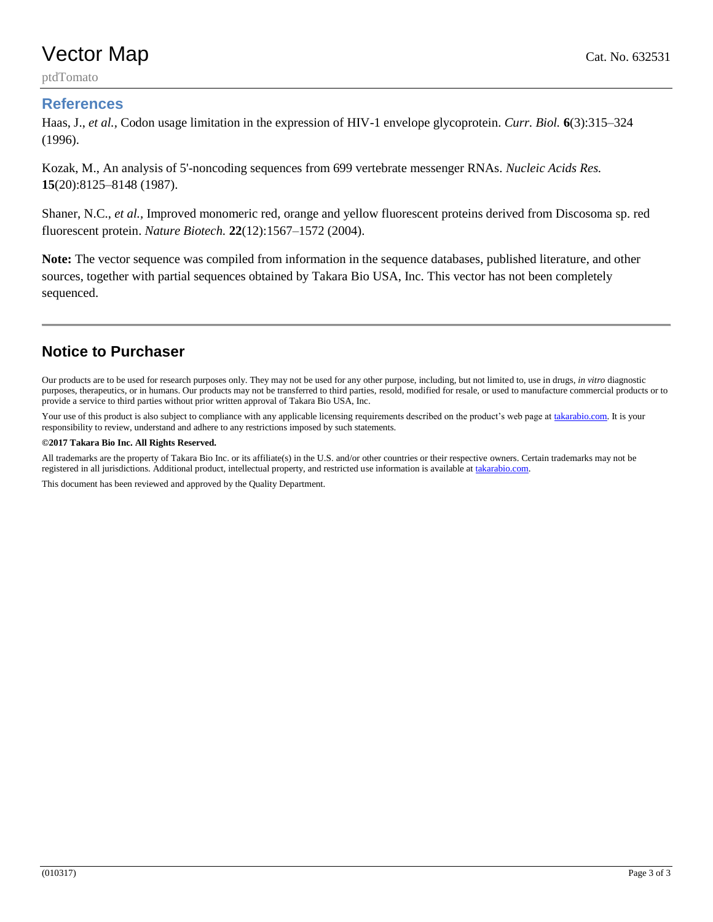## References

Haas, J., *et al.*, Codon usage limitation in the expression of HIV-1 envelope glycoprotein. *Curr. Biol.* **6**(3):315–324 (1996).

Kozak, M., An analysis of 5'-noncoding sequences from 699 vertebrate messenger RNAs. *Nucleic Acids Res.* **15**(20):8125–8148 (1987).

Shaner, N.C., *et al.*, Improved monomeric red, orange and yellow fluorescent proteins derived from Discosoma sp. red fluorescent protein. *Nature Biotech.* **22**(12):1567–1572 (2004).

**Note:** The vector sequence was compiled from information in the sequence databases, published literature, and other sources, together with partial sequences obtained by Takara Bio USA, Inc. This vector has not been completely sequenced.

---

## Notice to Purchaser

Our products are to be used for research purposes only. They may not be used for any other purpose, including, but not limited to, use in drugs, *in vitro* diagnostic purposes, therapeutics, or in humans. Our products may not be transferred to third parties, resold, modified for resale, or used to manufacture commercial products or to provide a service to third parties without prior written approval of Takara Bio USA, Inc.

Your use of this product is also subject to compliance with any applicable licensing requirements described on the product's web page at takarabio.com. It is your responsibility to review, understand and adhere to any restrictions imposed by such statements.

**©2017 Takara Bio Inc. All Rights Reserved.**

All trademarks are the property of Takara Bio Inc. or its affiliate(s) in the U.S. and/or other countries or their respective owners. Certain trademarks may not be registered in all jurisdictions. Additional product, intellectual property, and restricted use information is available at takarabio.com.

This document has been reviewed and approved by the Quality Department.

(010317)